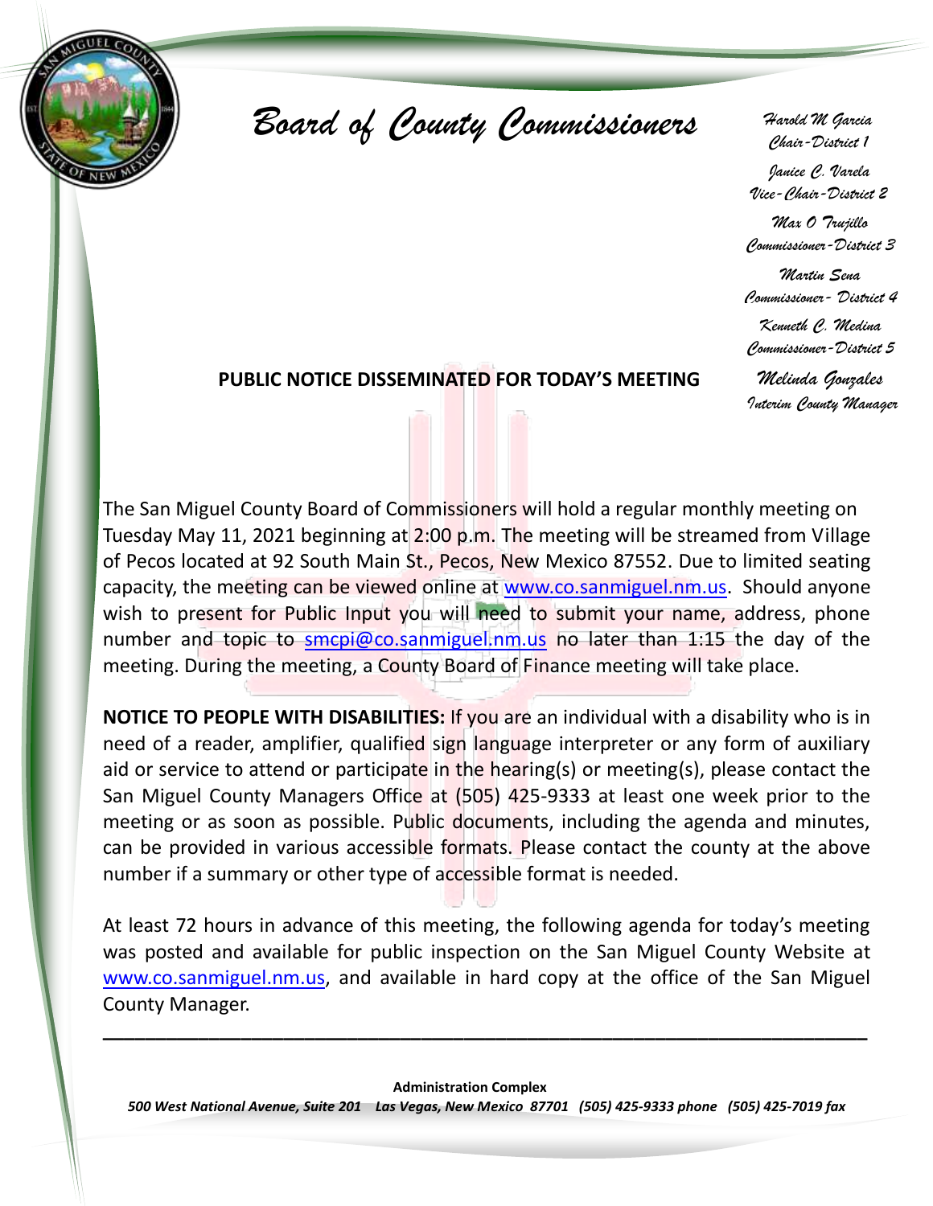# Board of County Commissioners

*Harold M Garcia*
*Chair-District 1*

*Janice C. Varela*
*Vice-Chair-District 2*

*Max O Trujillo*
*Commissioner-District 3*

*Martin Sena*
*Commissioner- District 4*

*Kenneth C. Medina*
*Commissioner-District 5*

*Melinda Gonzales*
*Interim County Manager*

**PUBLIC NOTICE DISSEMINATED FOR TODAY'S MEETING**

The San Miguel County Board of Commissioners will hold a regular monthly meeting on Tuesday May 11, 2021 beginning at 2:00 p.m. The meeting will be streamed from Village of Pecos located at 92 South Main St., Pecos, New Mexico 87552. Due to limited seating capacity, the meeting can be viewed online at www.co.sanmiguel.nm.us. Should anyone wish to present for Public Input you will need to submit your name, address, phone number and topic to smcpi@co.sanmiguel.nm.us no later than 1:15 the day of the meeting. During the meeting, a County Board of Finance meeting will take place.

**NOTICE TO PEOPLE WITH DISABILITIES:** If you are an individual with a disability who is in need of a reader, amplifier, qualified sign language interpreter or any form of auxiliary aid or service to attend or participate in the hearing(s) or meeting(s), please contact the San Miguel County Managers Office at (505) 425-9333 at least one week prior to the meeting or as soon as possible. Public documents, including the agenda and minutes, can be provided in various accessible formats. Please contact the county at the above number if a summary or other type of accessible format is needed.

At least 72 hours in advance of this meeting, the following agenda for today's meeting was posted and available for public inspection on the San Miguel County Website at www.co.sanmiguel.nm.us, and available in hard copy at the office of the San Miguel County Manager.

---

**Administration Complex**

*500 West National Avenue, Suite 201 Las Vegas, New Mexico 87701 (505) 425-9333 phone (505) 425-7019 fax*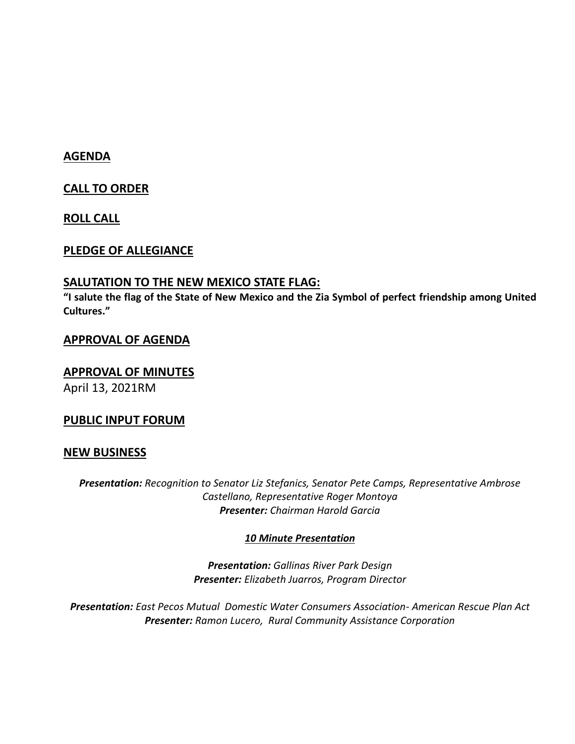## AGENDA

## CALL TO ORDER

## ROLL CALL

## PLEDGE OF ALLEGIANCE

## SALUTATION TO THE NEW MEXICO STATE FLAG:

**"I salute the flag of the State of New Mexico and the Zia Symbol of perfect friendship among United Cultures."**

## APPROVAL OF AGENDA

## APPROVAL OF MINUTES

April 13, 2021RM

## PUBLIC INPUT FORUM

## NEW BUSINESS

***Presentation:*** *Recognition to Senator Liz Stefanics, Senator Pete Camps, Representative Ambrose Castellano, Representative Roger Montoya*
***Presenter:*** *Chairman Harold Garcia*

***10 Minute Presentation***

***Presentation:*** *Gallinas River Park Design*
***Presenter:*** *Elizabeth Juarros, Program Director*

***Presentation:*** *East Pecos Mutual Domestic Water Consumers Association- American Rescue Plan Act*
***Presenter:*** *Ramon Lucero, Rural Community Assistance Corporation*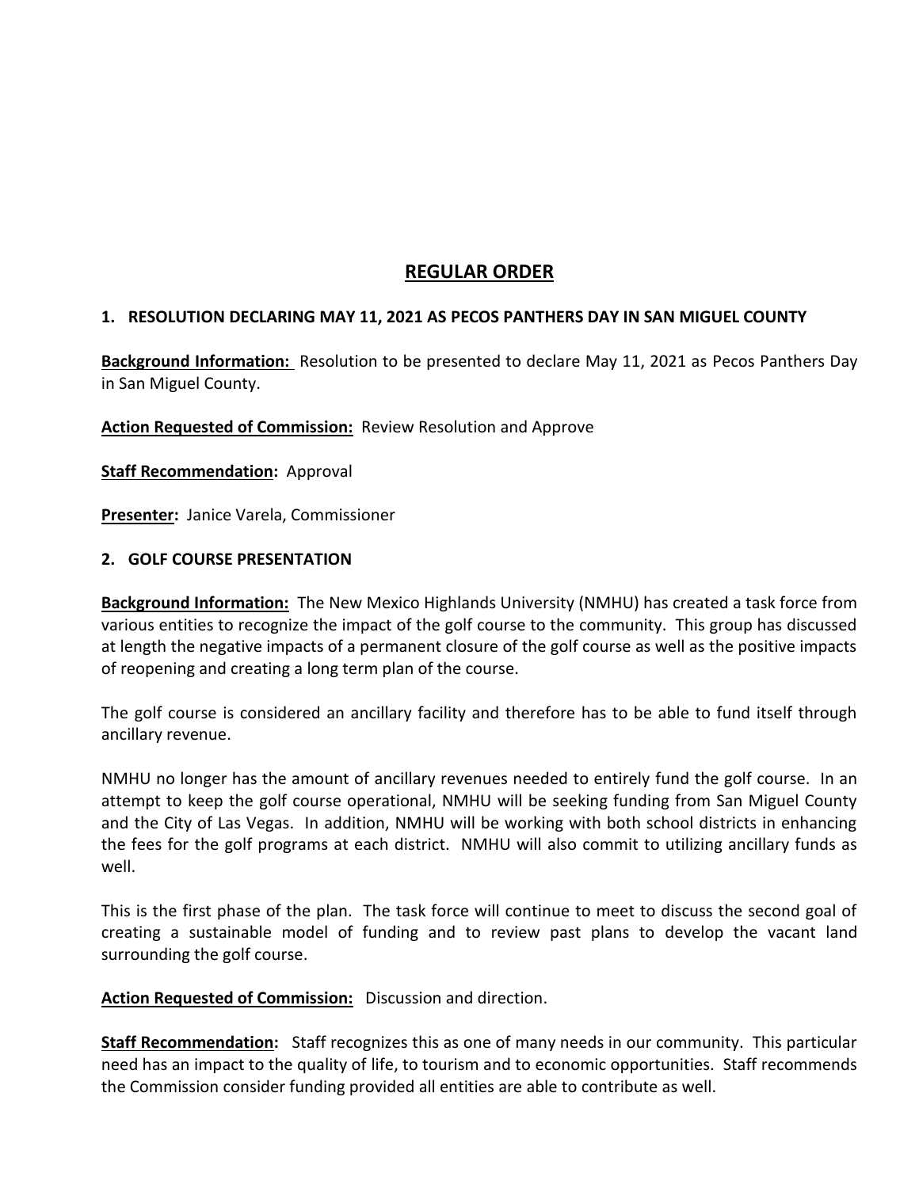## REGULAR ORDER

### 1. RESOLUTION DECLARING MAY 11, 2021 AS PECOS PANTHERS DAY IN SAN MIGUEL COUNTY

**Background Information:** Resolution to be presented to declare May 11, 2021 as Pecos Panthers Day in San Miguel County.

**Action Requested of Commission:** Review Resolution and Approve

**Staff Recommendation:** Approval

**Presenter:** Janice Varela, Commissioner

### 2. GOLF COURSE PRESENTATION

**Background Information:** The New Mexico Highlands University (NMHU) has created a task force from various entities to recognize the impact of the golf course to the community. This group has discussed at length the negative impacts of a permanent closure of the golf course as well as the positive impacts of reopening and creating a long term plan of the course.

The golf course is considered an ancillary facility and therefore has to be able to fund itself through ancillary revenue.

NMHU no longer has the amount of ancillary revenues needed to entirely fund the golf course. In an attempt to keep the golf course operational, NMHU will be seeking funding from San Miguel County and the City of Las Vegas. In addition, NMHU will be working with both school districts in enhancing the fees for the golf programs at each district. NMHU will also commit to utilizing ancillary funds as well.

This is the first phase of the plan. The task force will continue to meet to discuss the second goal of creating a sustainable model of funding and to review past plans to develop the vacant land surrounding the golf course.

**Action Requested of Commission:** Discussion and direction.

**Staff Recommendation:** Staff recognizes this as one of many needs in our community. This particular need has an impact to the quality of life, to tourism and to economic opportunities. Staff recommends the Commission consider funding provided all entities are able to contribute as well.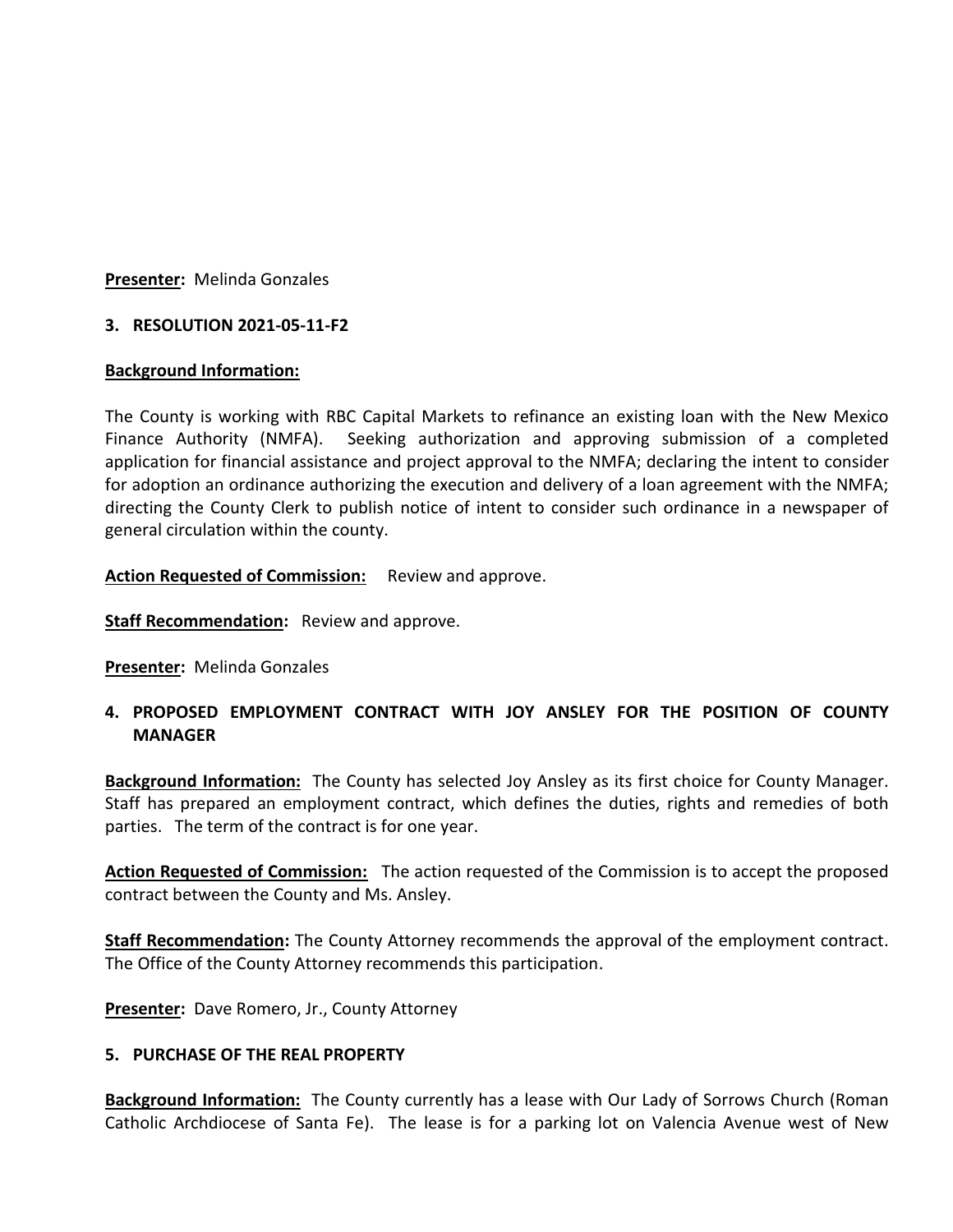**Presenter:** Melinda Gonzales

3. **RESOLUTION 2021-05-11-F2**

**Background Information:**

The County is working with RBC Capital Markets to refinance an existing loan with the New Mexico Finance Authority (NMFA). Seeking authorization and approving submission of a completed application for financial assistance and project approval to the NMFA; declaring the intent to consider for adoption an ordinance authorizing the execution and delivery of a loan agreement with the NMFA; directing the County Clerk to publish notice of intent to consider such ordinance in a newspaper of general circulation within the county.

**Action Requested of Commission:** Review and approve.

**Staff Recommendation:** Review and approve.

**Presenter:** Melinda Gonzales

4. **PROPOSED EMPLOYMENT CONTRACT WITH JOY ANSLEY FOR THE POSITION OF COUNTY MANAGER**

**Background Information:** The County has selected Joy Ansley as its first choice for County Manager. Staff has prepared an employment contract, which defines the duties, rights and remedies of both parties. The term of the contract is for one year.

**Action Requested of Commission:** The action requested of the Commission is to accept the proposed contract between the County and Ms. Ansley.

**Staff Recommendation:** The County Attorney recommends the approval of the employment contract. The Office of the County Attorney recommends this participation.

**Presenter:** Dave Romero, Jr., County Attorney

5. **PURCHASE OF THE REAL PROPERTY**

**Background Information:** The County currently has a lease with Our Lady of Sorrows Church (Roman Catholic Archdiocese of Santa Fe). The lease is for a parking lot on Valencia Avenue west of New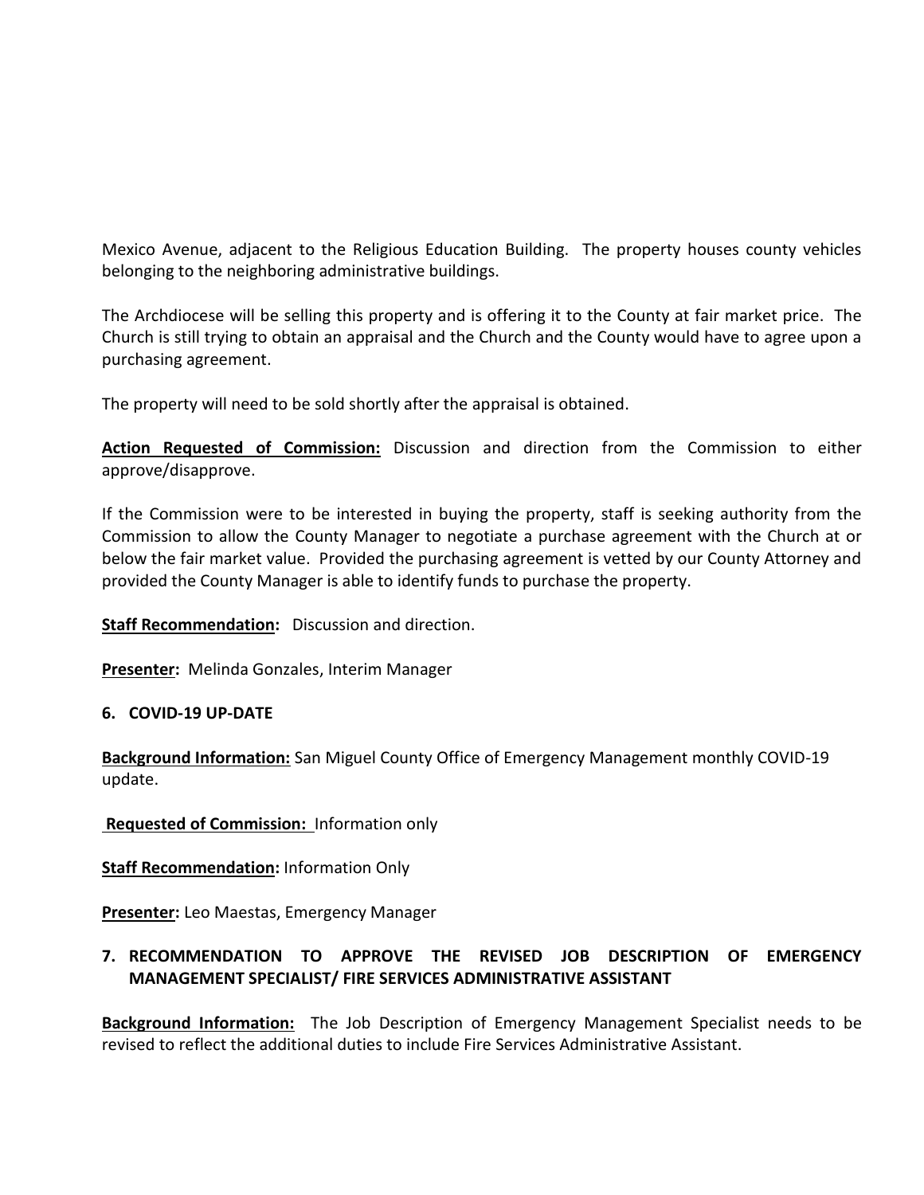Mexico Avenue, adjacent to the Religious Education Building. The property houses county vehicles belonging to the neighboring administrative buildings.

The Archdiocese will be selling this property and is offering it to the County at fair market price. The Church is still trying to obtain an appraisal and the Church and the County would have to agree upon a purchasing agreement.

The property will need to be sold shortly after the appraisal is obtained.

**Action Requested of Commission:** Discussion and direction from the Commission to either approve/disapprove.

If the Commission were to be interested in buying the property, staff is seeking authority from the Commission to allow the County Manager to negotiate a purchase agreement with the Church at or below the fair market value. Provided the purchasing agreement is vetted by our County Attorney and provided the County Manager is able to identify funds to purchase the property.

**Staff Recommendation:** Discussion and direction.

**Presenter:** Melinda Gonzales, Interim Manager

**6. COVID-19 UP-DATE**

**Background Information:** San Miguel County Office of Emergency Management monthly COVID-19 update.

**Requested of Commission:** Information only

**Staff Recommendation:** Information Only

**Presenter:** Leo Maestas, Emergency Manager

**7. RECOMMENDATION TO APPROVE THE REVISED JOB DESCRIPTION OF EMERGENCY MANAGEMENT SPECIALIST/ FIRE SERVICES ADMINISTRATIVE ASSISTANT**

**Background Information:** The Job Description of Emergency Management Specialist needs to be revised to reflect the additional duties to include Fire Services Administrative Assistant.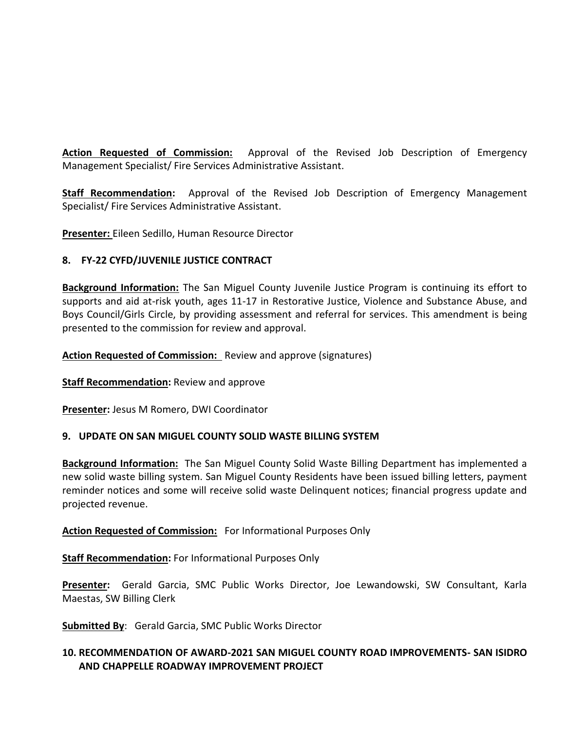**Action Requested of Commission:** Approval of the Revised Job Description of Emergency Management Specialist/ Fire Services Administrative Assistant.

**Staff Recommendation:** Approval of the Revised Job Description of Emergency Management Specialist/ Fire Services Administrative Assistant.

**Presenter:** Eileen Sedillo, Human Resource Director

**8. FY-22 CYFD/JUVENILE JUSTICE CONTRACT**

**Background Information:** The San Miguel County Juvenile Justice Program is continuing its effort to supports and aid at-risk youth, ages 11-17 in Restorative Justice, Violence and Substance Abuse, and Boys Council/Girls Circle, by providing assessment and referral for services. This amendment is being presented to the commission for review and approval.

**Action Requested of Commission:** Review and approve (signatures)

**Staff Recommendation:** Review and approve

**Presenter:** Jesus M Romero, DWI Coordinator

**9. UPDATE ON SAN MIGUEL COUNTY SOLID WASTE BILLING SYSTEM**

**Background Information:** The San Miguel County Solid Waste Billing Department has implemented a new solid waste billing system. San Miguel County Residents have been issued billing letters, payment reminder notices and some will receive solid waste Delinquent notices; financial progress update and projected revenue.

**Action Requested of Commission:** For Informational Purposes Only

**Staff Recommendation:** For Informational Purposes Only

**Presenter:** Gerald Garcia, SMC Public Works Director, Joe Lewandowski, SW Consultant, Karla Maestas, SW Billing Clerk

**Submitted By**: Gerald Garcia, SMC Public Works Director

**10. RECOMMENDATION OF AWARD-2021 SAN MIGUEL COUNTY ROAD IMPROVEMENTS- SAN ISIDRO AND CHAPPELLE ROADWAY IMPROVEMENT PROJECT**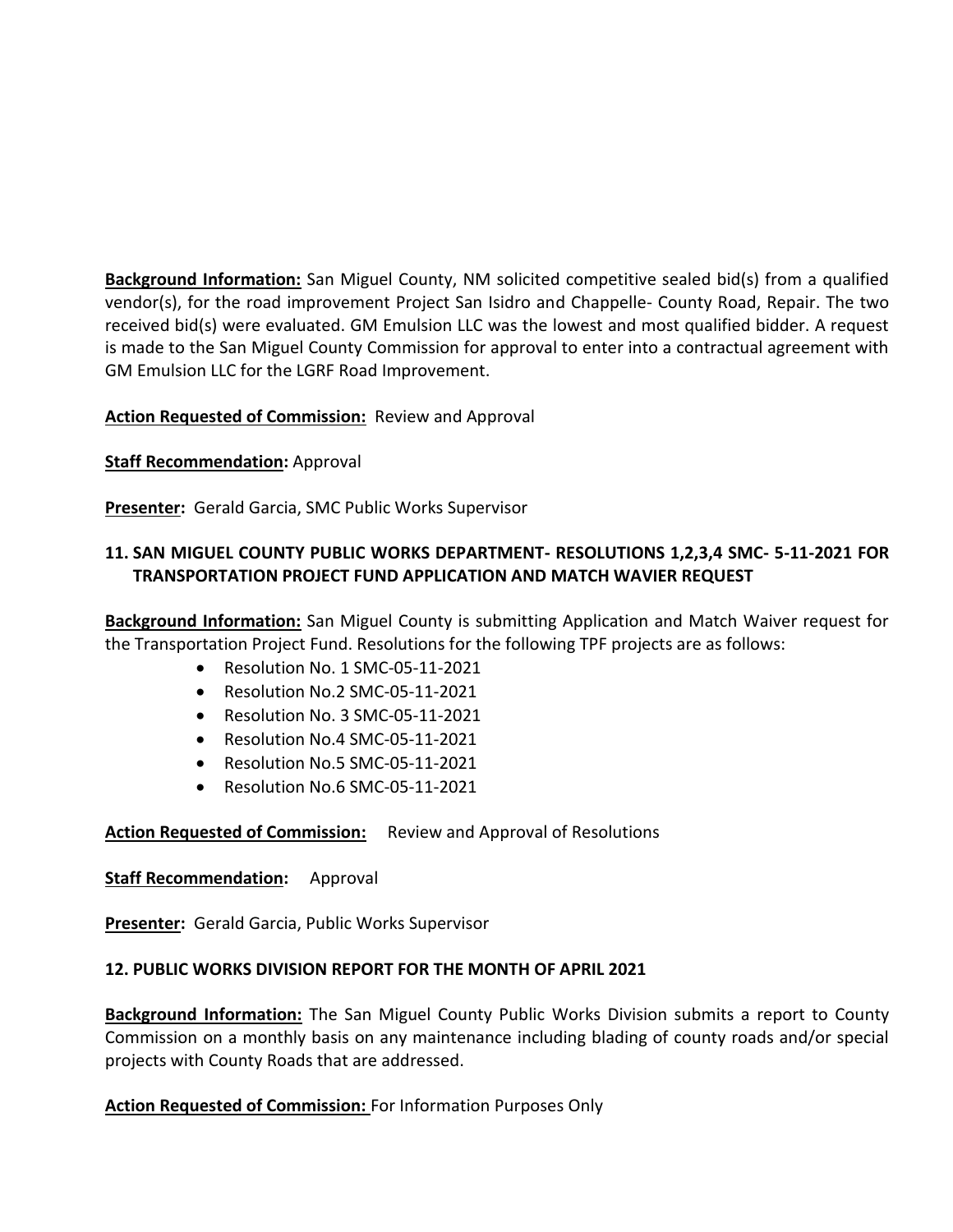**Background Information:** San Miguel County, NM solicited competitive sealed bid(s) from a qualified vendor(s), for the road improvement Project San Isidro and Chappelle- County Road, Repair. The two received bid(s) were evaluated. GM Emulsion LLC was the lowest and most qualified bidder. A request is made to the San Miguel County Commission for approval to enter into a contractual agreement with GM Emulsion LLC for the LGRF Road Improvement.

**Action Requested of Commission:** Review and Approval

**Staff Recommendation:** Approval

**Presenter:** Gerald Garcia, SMC Public Works Supervisor

### 11. SAN MIGUEL COUNTY PUBLIC WORKS DEPARTMENT- RESOLUTIONS 1,2,3,4 SMC- 5-11-2021 FOR TRANSPORTATION PROJECT FUND APPLICATION AND MATCH WAVIER REQUEST

**Background Information:** San Miguel County is submitting Application and Match Waiver request for the Transportation Project Fund. Resolutions for the following TPF projects are as follows:

- Resolution No. 1 SMC-05-11-2021
- Resolution No.2 SMC-05-11-2021
- Resolution No. 3 SMC-05-11-2021
- Resolution No.4 SMC-05-11-2021
- Resolution No.5 SMC-05-11-2021
- Resolution No.6 SMC-05-11-2021

**Action Requested of Commission:** Review and Approval of Resolutions

**Staff Recommendation:** Approval

**Presenter:** Gerald Garcia, Public Works Supervisor

### 12. PUBLIC WORKS DIVISION REPORT FOR THE MONTH OF APRIL 2021

**Background Information:** The San Miguel County Public Works Division submits a report to County Commission on a monthly basis on any maintenance including blading of county roads and/or special projects with County Roads that are addressed.

**Action Requested of Commission:** For Information Purposes Only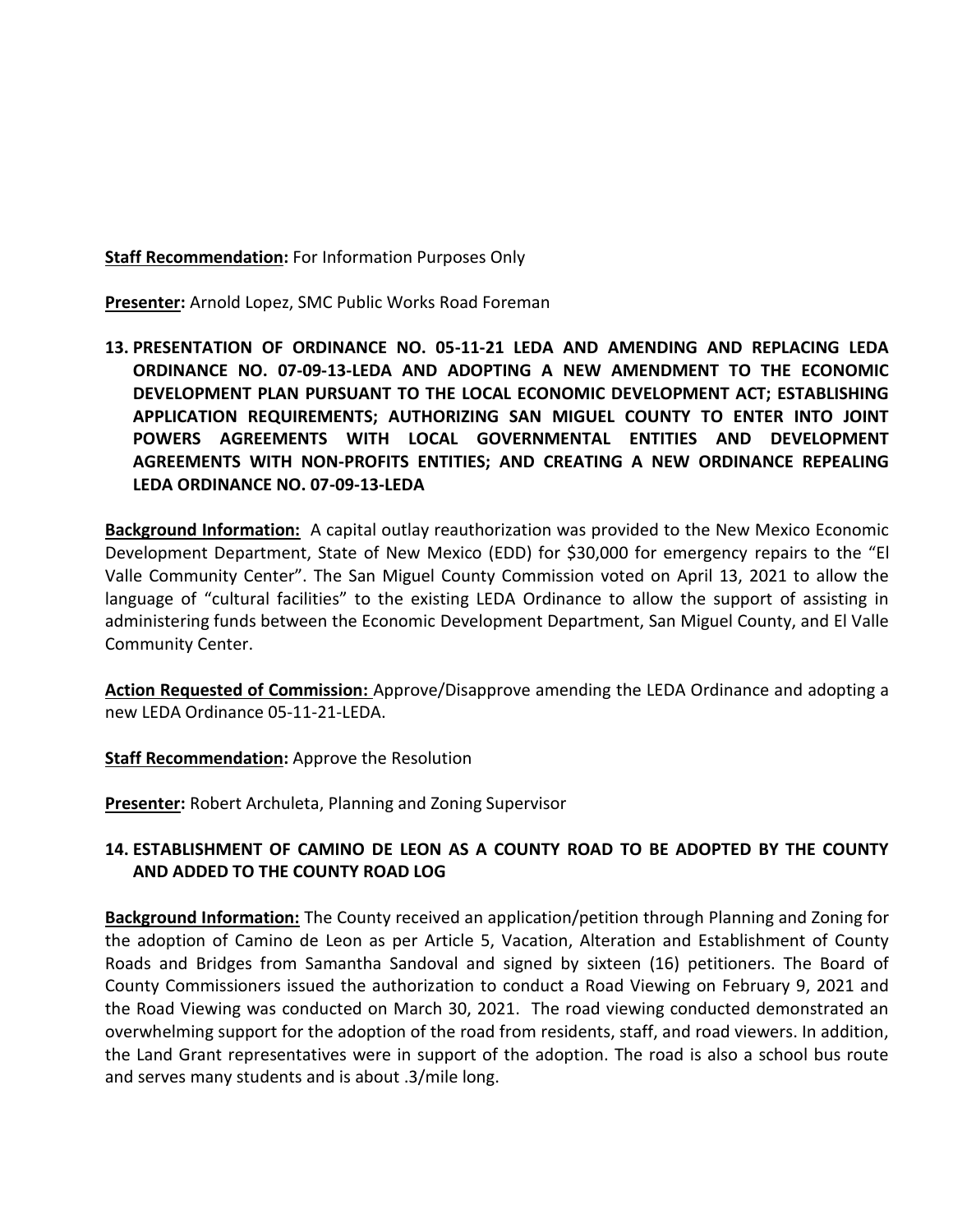**Staff Recommendation:** For Information Purposes Only

**Presenter:** Arnold Lopez, SMC Public Works Road Foreman

**13. PRESENTATION OF ORDINANCE NO. 05-11-21 LEDA AND AMENDING AND REPLACING LEDA ORDINANCE NO. 07-09-13-LEDA AND ADOPTING A NEW AMENDMENT TO THE ECONOMIC DEVELOPMENT PLAN PURSUANT TO THE LOCAL ECONOMIC DEVELOPMENT ACT; ESTABLISHING APPLICATION REQUIREMENTS; AUTHORIZING SAN MIGUEL COUNTY TO ENTER INTO JOINT POWERS AGREEMENTS WITH LOCAL GOVERNMENTAL ENTITIES AND DEVELOPMENT AGREEMENTS WITH NON-PROFITS ENTITIES; AND CREATING A NEW ORDINANCE REPEALING LEDA ORDINANCE NO. 07-09-13-LEDA**

**Background Information:** A capital outlay reauthorization was provided to the New Mexico Economic Development Department, State of New Mexico (EDD) for $30,000 for emergency repairs to the "El Valle Community Center". The San Miguel County Commission voted on April 13, 2021 to allow the language of "cultural facilities" to the existing LEDA Ordinance to allow the support of assisting in administering funds between the Economic Development Department, San Miguel County, and El Valle Community Center.

**Action Requested of Commission:** Approve/Disapprove amending the LEDA Ordinance and adopting a new LEDA Ordinance 05-11-21-LEDA.

**Staff Recommendation:** Approve the Resolution

**Presenter:** Robert Archuleta, Planning and Zoning Supervisor

**14. ESTABLISHMENT OF CAMINO DE LEON AS A COUNTY ROAD TO BE ADOPTED BY THE COUNTY AND ADDED TO THE COUNTY ROAD LOG**

**Background Information:** The County received an application/petition through Planning and Zoning for the adoption of Camino de Leon as per Article 5, Vacation, Alteration and Establishment of County Roads and Bridges from Samantha Sandoval and signed by sixteen (16) petitioners. The Board of County Commissioners issued the authorization to conduct a Road Viewing on February 9, 2021 and the Road Viewing was conducted on March 30, 2021. The road viewing conducted demonstrated an overwhelming support for the adoption of the road from residents, staff, and road viewers. In addition, the Land Grant representatives were in support of the adoption. The road is also a school bus route and serves many students and is about .3/mile long.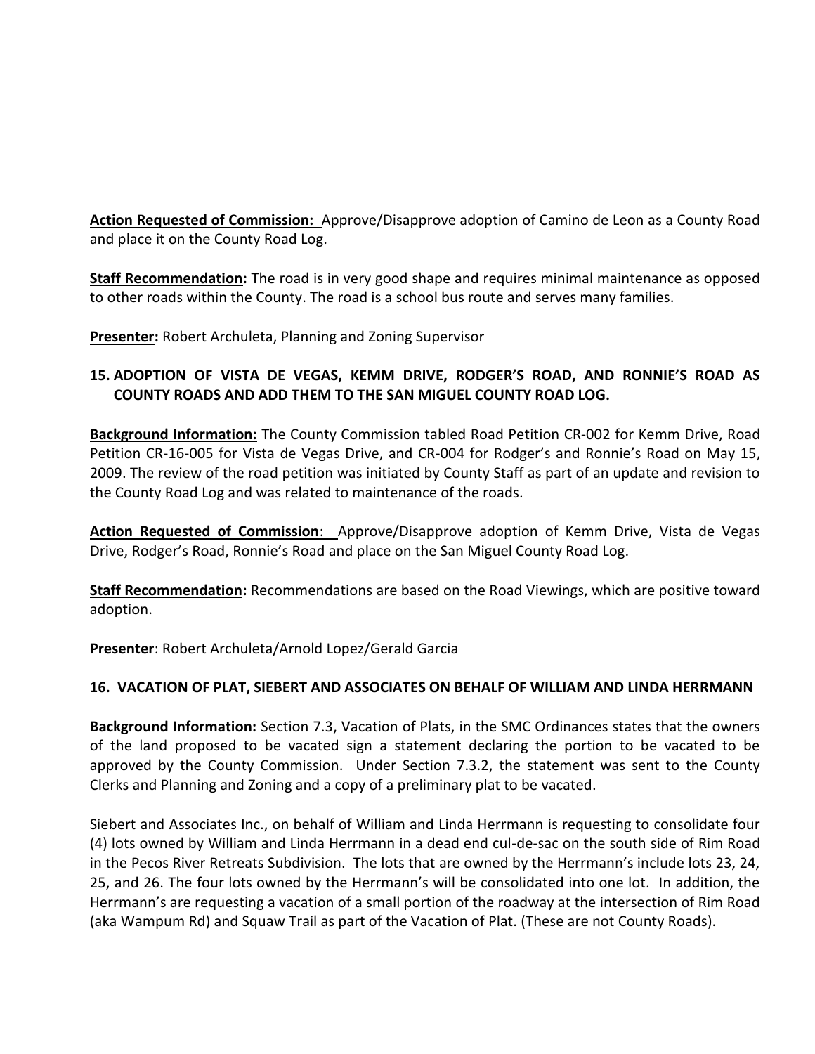**Action Requested of Commission:** Approve/Disapprove adoption of Camino de Leon as a County Road and place it on the County Road Log.

**Staff Recommendation:** The road is in very good shape and requires minimal maintenance as opposed to other roads within the County. The road is a school bus route and serves many families.

**Presenter:** Robert Archuleta, Planning and Zoning Supervisor

**15. ADOPTION OF VISTA DE VEGAS, KEMM DRIVE, RODGER'S ROAD, AND RONNIE'S ROAD AS COUNTY ROADS AND ADD THEM TO THE SAN MIGUEL COUNTY ROAD LOG.**

**Background Information:** The County Commission tabled Road Petition CR-002 for Kemm Drive, Road Petition CR-16-005 for Vista de Vegas Drive, and CR-004 for Rodger's and Ronnie's Road on May 15, 2009. The review of the road petition was initiated by County Staff as part of an update and revision to the County Road Log and was related to maintenance of the roads.

**Action Requested of Commission**: Approve/Disapprove adoption of Kemm Drive, Vista de Vegas Drive, Rodger's Road, Ronnie's Road and place on the San Miguel County Road Log.

**Staff Recommendation:** Recommendations are based on the Road Viewings, which are positive toward adoption.

**Presenter**: Robert Archuleta/Arnold Lopez/Gerald Garcia

**16. VACATION OF PLAT, SIEBERT AND ASSOCIATES ON BEHALF OF WILLIAM AND LINDA HERRMANN**

**Background Information:** Section 7.3, Vacation of Plats, in the SMC Ordinances states that the owners of the land proposed to be vacated sign a statement declaring the portion to be vacated to be approved by the County Commission. Under Section 7.3.2, the statement was sent to the County Clerks and Planning and Zoning and a copy of a preliminary plat to be vacated.

Siebert and Associates Inc., on behalf of William and Linda Herrmann is requesting to consolidate four (4) lots owned by William and Linda Herrmann in a dead end cul-de-sac on the south side of Rim Road in the Pecos River Retreats Subdivision. The lots that are owned by the Herrmann's include lots 23, 24, 25, and 26. The four lots owned by the Herrmann's will be consolidated into one lot. In addition, the Herrmann's are requesting a vacation of a small portion of the roadway at the intersection of Rim Road (aka Wampum Rd) and Squaw Trail as part of the Vacation of Plat. (These are not County Roads).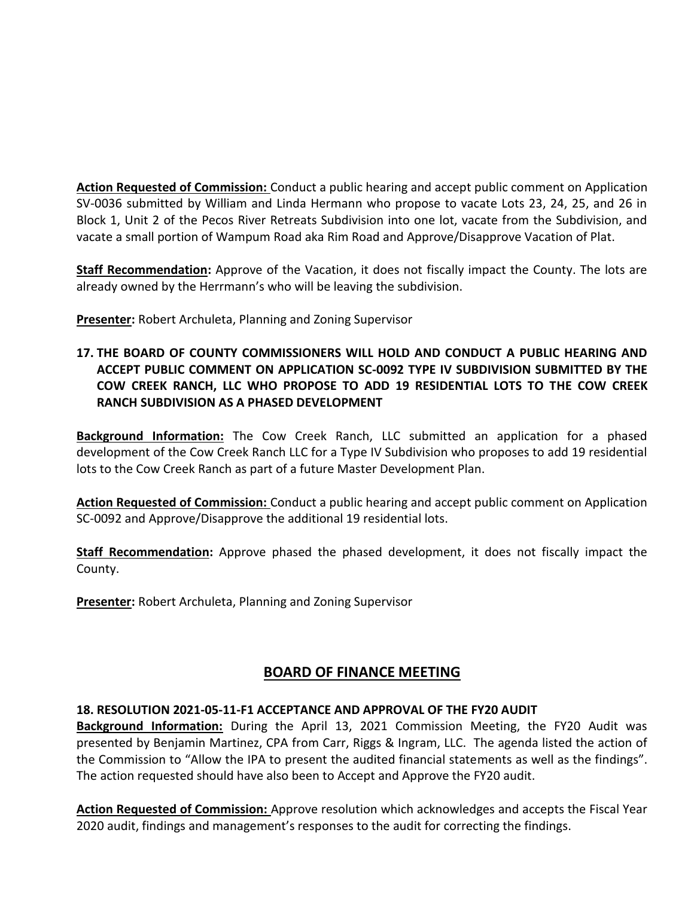**Action Requested of Commission:** Conduct a public hearing and accept public comment on Application SV-0036 submitted by William and Linda Hermann who propose to vacate Lots 23, 24, 25, and 26 in Block 1, Unit 2 of the Pecos River Retreats Subdivision into one lot, vacate from the Subdivision, and vacate a small portion of Wampum Road aka Rim Road and Approve/Disapprove Vacation of Plat.

**Staff Recommendation:** Approve of the Vacation, it does not fiscally impact the County. The lots are already owned by the Herrmann's who will be leaving the subdivision.

**Presenter:** Robert Archuleta, Planning and Zoning Supervisor

**17. THE BOARD OF COUNTY COMMISSIONERS WILL HOLD AND CONDUCT A PUBLIC HEARING AND ACCEPT PUBLIC COMMENT ON APPLICATION SC-0092 TYPE IV SUBDIVISION SUBMITTED BY THE COW CREEK RANCH, LLC WHO PROPOSE TO ADD 19 RESIDENTIAL LOTS TO THE COW CREEK RANCH SUBDIVISION AS A PHASED DEVELOPMENT**

**Background Information:** The Cow Creek Ranch, LLC submitted an application for a phased development of the Cow Creek Ranch LLC for a Type IV Subdivision who proposes to add 19 residential lots to the Cow Creek Ranch as part of a future Master Development Plan.

**Action Requested of Commission:** Conduct a public hearing and accept public comment on Application SC-0092 and Approve/Disapprove the additional 19 residential lots.

**Staff Recommendation:** Approve phased the phased development, it does not fiscally impact the County.

**Presenter:** Robert Archuleta, Planning and Zoning Supervisor

## BOARD OF FINANCE MEETING

**18. RESOLUTION 2021-05-11-F1 ACCEPTANCE AND APPROVAL OF THE FY20 AUDIT**

**Background Information:** During the April 13, 2021 Commission Meeting, the FY20 Audit was presented by Benjamin Martinez, CPA from Carr, Riggs & Ingram, LLC. The agenda listed the action of the Commission to "Allow the IPA to present the audited financial statements as well as the findings". The action requested should have also been to Accept and Approve the FY20 audit.

**Action Requested of Commission:** Approve resolution which acknowledges and accepts the Fiscal Year 2020 audit, findings and management's responses to the audit for correcting the findings.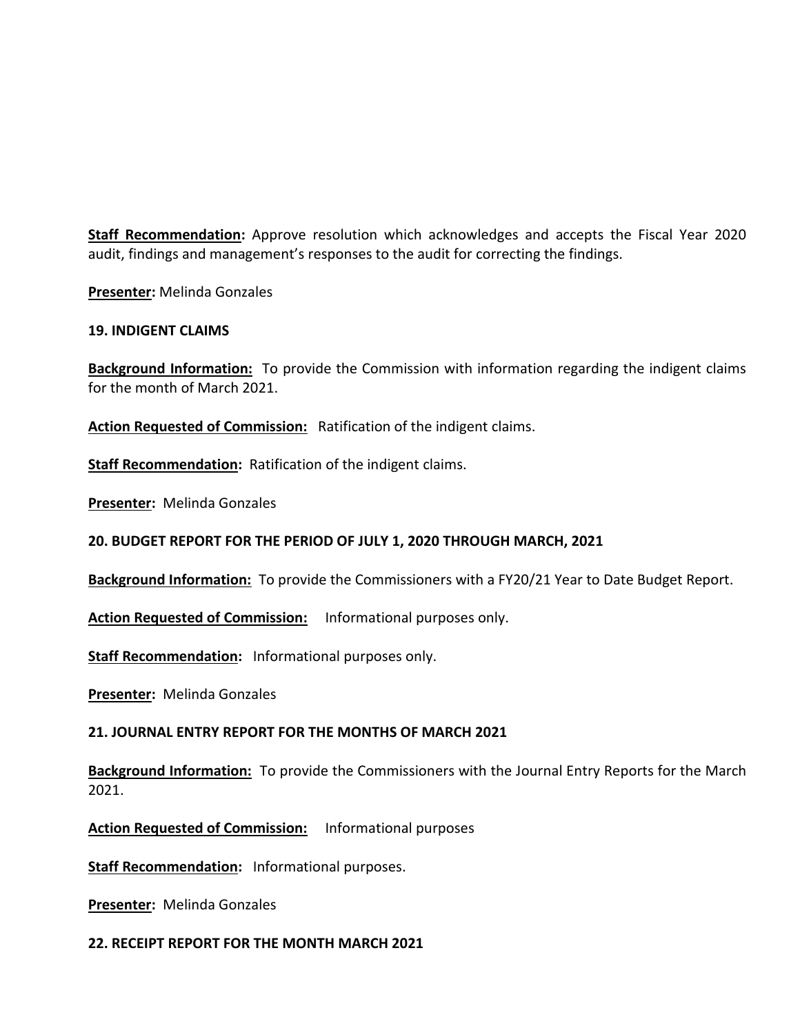**Staff Recommendation:** Approve resolution which acknowledges and accepts the Fiscal Year 2020 audit, findings and management's responses to the audit for correcting the findings.

**Presenter:** Melinda Gonzales

**19. INDIGENT CLAIMS**

**Background Information:** To provide the Commission with information regarding the indigent claims for the month of March 2021.

**Action Requested of Commission:** Ratification of the indigent claims.

**Staff Recommendation:** Ratification of the indigent claims.

**Presenter:** Melinda Gonzales

**20. BUDGET REPORT FOR THE PERIOD OF JULY 1, 2020 THROUGH MARCH, 2021**

**Background Information:** To provide the Commissioners with a FY20/21 Year to Date Budget Report.

**Action Requested of Commission:** Informational purposes only.

**Staff Recommendation:** Informational purposes only.

**Presenter:** Melinda Gonzales

**21. JOURNAL ENTRY REPORT FOR THE MONTHS OF MARCH 2021**

**Background Information:** To provide the Commissioners with the Journal Entry Reports for the March 2021.

**Action Requested of Commission:** Informational purposes

**Staff Recommendation:** Informational purposes.

**Presenter:** Melinda Gonzales

**22. RECEIPT REPORT FOR THE MONTH MARCH 2021**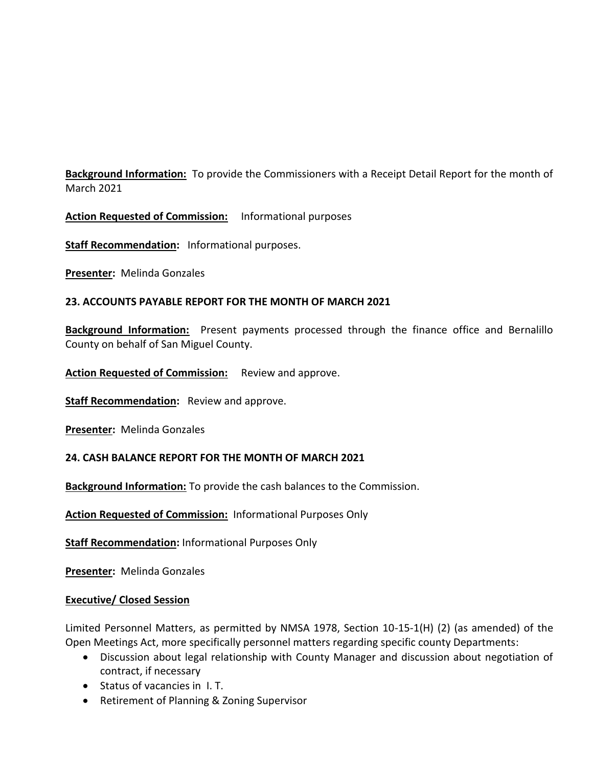**Background Information:** To provide the Commissioners with a Receipt Detail Report for the month of March 2021

**Action Requested of Commission:** Informational purposes

**Staff Recommendation:** Informational purposes.

**Presenter:** Melinda Gonzales

**23. ACCOUNTS PAYABLE REPORT FOR THE MONTH OF MARCH 2021**

**Background Information:** Present payments processed through the finance office and Bernalillo County on behalf of San Miguel County.

**Action Requested of Commission:** Review and approve.

**Staff Recommendation:** Review and approve.

**Presenter:** Melinda Gonzales

**24. CASH BALANCE REPORT FOR THE MONTH OF MARCH 2021**

**Background Information:** To provide the cash balances to the Commission.

**Action Requested of Commission:** Informational Purposes Only

**Staff Recommendation:** Informational Purposes Only

**Presenter:** Melinda Gonzales

**Executive/ Closed Session**

Limited Personnel Matters, as permitted by NMSA 1978, Section 10-15-1(H) (2) (as amended) of the Open Meetings Act, more specifically personnel matters regarding specific county Departments:

- Discussion about legal relationship with County Manager and discussion about negotiation of contract, if necessary
- Status of vacancies in I. T.
- Retirement of Planning & Zoning Supervisor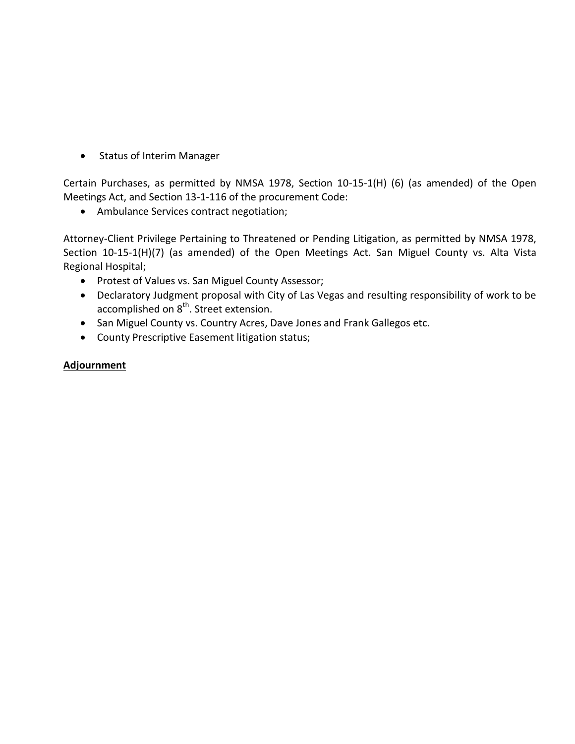- Status of Interim Manager

Certain Purchases, as permitted by NMSA 1978, Section 10-15-1(H) (6) (as amended) of the Open Meetings Act, and Section 13-1-116 of the procurement Code:

- Ambulance Services contract negotiation;

Attorney-Client Privilege Pertaining to Threatened or Pending Litigation, as permitted by NMSA 1978, Section 10-15-1(H)(7) (as amended) of the Open Meetings Act. San Miguel County vs. Alta Vista Regional Hospital;

- Protest of Values vs. San Miguel County Assessor;
- Declaratory Judgment proposal with City of Las Vegas and resulting responsibility of work to be accomplished on 8th. Street extension.
- San Miguel County vs. Country Acres, Dave Jones and Frank Gallegos etc.
- County Prescriptive Easement litigation status;

**Adjournment**